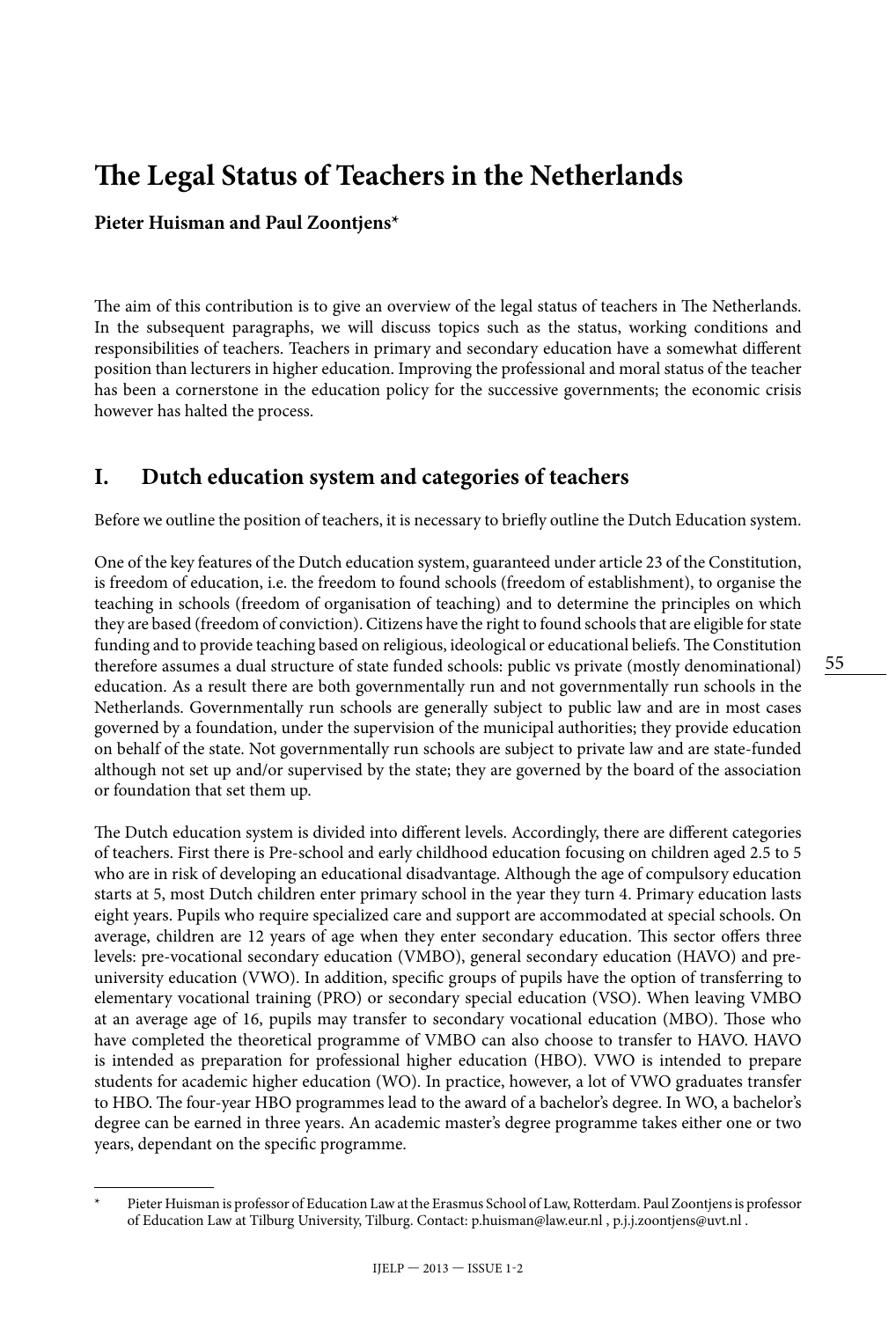# The Legal Status of Teachers in the Netherlands

**Pieter Huisman and Paul Zoontjens***

The aim of this contribution is to give an overview of the legal status of teachers in The Netherlands. In the subsequent paragraphs, we will discuss topics such as the status, working conditions and responsibilities of teachers. Teachers in primary and secondary education have a somewhat different position than lecturers in higher education. Improving the professional and moral status of the teacher has been a cornerstone in the education policy for the successive governments; the economic crisis however has halted the process.

## I. Dutch education system and categories of teachers

Before we outline the position of teachers, it is necessary to briefly outline the Dutch Education system.

One of the key features of the Dutch education system, guaranteed under article 23 of the Constitution, is freedom of education, i.e. the freedom to found schools (freedom of establishment), to organise the teaching in schools (freedom of organisation of teaching) and to determine the principles on which they are based (freedom of conviction). Citizens have the right to found schools that are eligible for state funding and to provide teaching based on religious, ideological or educational beliefs. The Constitution therefore assumes a dual structure of state funded schools: public vs private (mostly denominational) education. As a result there are both governmentally run and not governmentally run schools in the Netherlands. Governmentally run schools are generally subject to public law and are in most cases governed by a foundation, under the supervision of the municipal authorities; they provide education on behalf of the state. Not governmentally run schools are subject to private law and are state-funded although not set up and/or supervised by the state; they are governed by the board of the association or foundation that set them up.

The Dutch education system is divided into different levels. Accordingly, there are different categories of teachers. First there is Pre-school and early childhood education focusing on children aged 2.5 to 5 who are in risk of developing an educational disadvantage. Although the age of compulsory education starts at 5, most Dutch children enter primary school in the year they turn 4. Primary education lasts eight years. Pupils who require specialized care and support are accommodated at special schools. On average, children are 12 years of age when they enter secondary education. This sector offers three levels: pre-vocational secondary education (VMBO), general secondary education (HAVO) and pre-university education (VWO). In addition, specific groups of pupils have the option of transferring to elementary vocational training (PRO) or secondary special education (VSO). When leaving VMBO at an average age of 16, pupils may transfer to secondary vocational education (MBO). Those who have completed the theoretical programme of VMBO can also choose to transfer to HAVO. HAVO is intended as preparation for professional higher education (HBO). VWO is intended to prepare students for academic higher education (WO). In practice, however, a lot of VWO graduates transfer to HBO. The four-year HBO programmes lead to the award of a bachelor's degree. In WO, a bachelor's degree can be earned in three years. An academic master's degree programme takes either one or two years, dependant on the specific programme.

---

\* Pieter Huisman is professor of Education Law at the Erasmus School of Law, Rotterdam. Paul Zoontjens is professor of Education Law at Tilburg University, Tilburg. Contact: p.huisman@law.eur.nl , p.j.j.zoontjens@uvt.nl .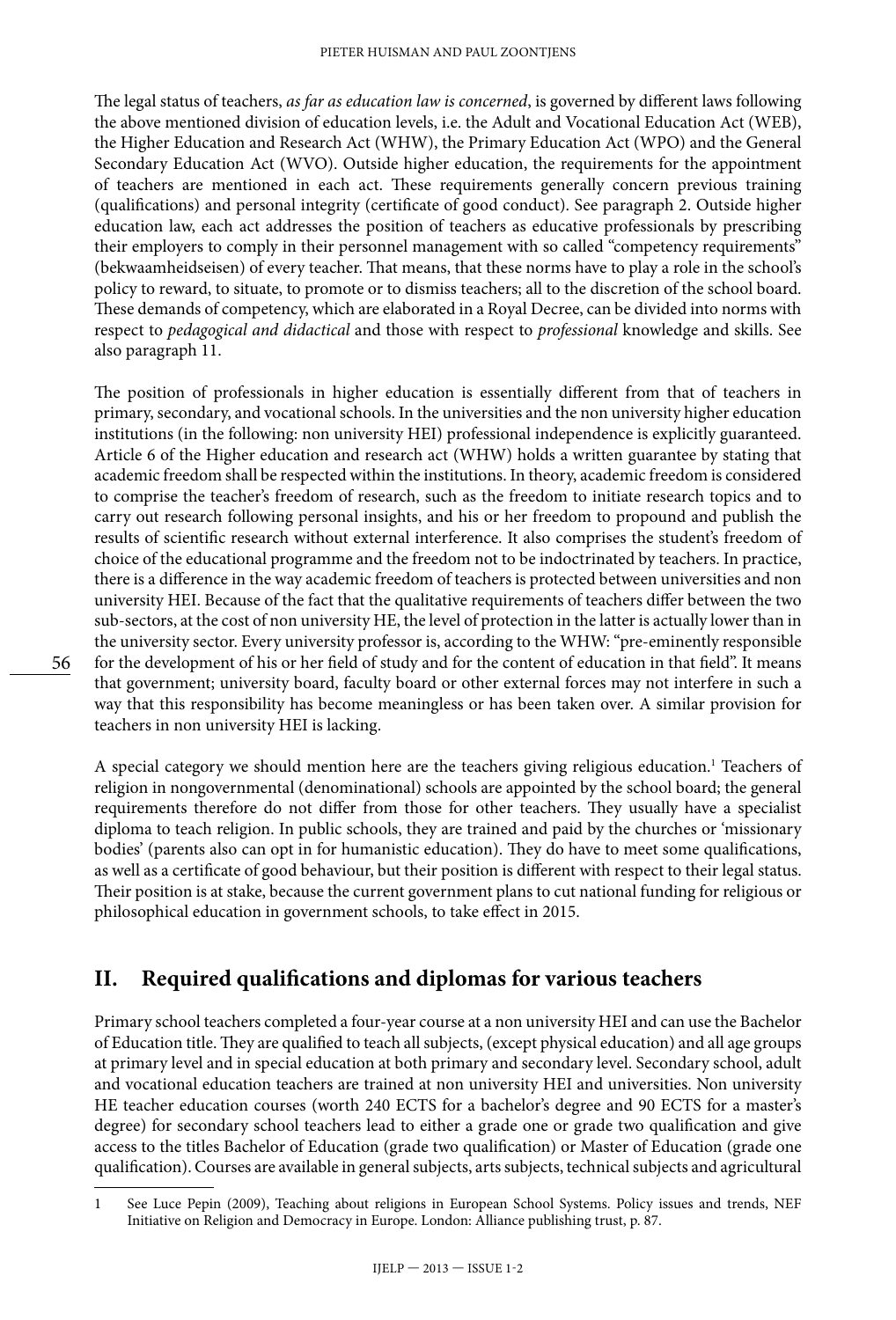The legal status of teachers, *as far as education law is concerned*, is governed by different laws following the above mentioned division of education levels, i.e. the Adult and Vocational Education Act (WEB), the Higher Education and Research Act (WHW), the Primary Education Act (WPO) and the General Secondary Education Act (WVO). Outside higher education, the requirements for the appointment of teachers are mentioned in each act. These requirements generally concern previous training (qualifications) and personal integrity (certificate of good conduct). See paragraph 2. Outside higher education law, each act addresses the position of teachers as educative professionals by prescribing their employers to comply in their personnel management with so called "competency requirements" (bekwaamheidseisen) of every teacher. That means, that these norms have to play a role in the school's policy to reward, to situate, to promote or to dismiss teachers; all to the discretion of the school board. These demands of competency, which are elaborated in a Royal Decree, can be divided into norms with respect to *pedagogical and didactical* and those with respect to *professional* knowledge and skills. See also paragraph 11.

The position of professionals in higher education is essentially different from that of teachers in primary, secondary, and vocational schools. In the universities and the non university higher education institutions (in the following: non university HEI) professional independence is explicitly guaranteed. Article 6 of the Higher education and research act (WHW) holds a written guarantee by stating that academic freedom shall be respected within the institutions. In theory, academic freedom is considered to comprise the teacher's freedom of research, such as the freedom to initiate research topics and to carry out research following personal insights, and his or her freedom to propound and publish the results of scientific research without external interference. It also comprises the student's freedom of choice of the educational programme and the freedom not to be indoctrinated by teachers. In practice, there is a difference in the way academic freedom of teachers is protected between universities and non university HEI. Because of the fact that the qualitative requirements of teachers differ between the two sub-sectors, at the cost of non university HE, the level of protection in the latter is actually lower than in the university sector. Every university professor is, according to the WHW: "pre-eminently responsible for the development of his or her field of study and for the content of education in that field". It means that government; university board, faculty board or other external forces may not interfere in such a way that this responsibility has become meaningless or has been taken over. A similar provision for teachers in non university HEI is lacking.

A special category we should mention here are the teachers giving religious education.[1] Teachers of religion in nongovernmental (denominational) schools are appointed by the school board; the general requirements therefore do not differ from those for other teachers. They usually have a specialist diploma to teach religion. In public schools, they are trained and paid by the churches or 'missionary bodies' (parents also can opt in for humanistic education). They do have to meet some qualifications, as well as a certificate of good behaviour, but their position is different with respect to their legal status. Their position is at stake, because the current government plans to cut national funding for religious or philosophical education in government schools, to take effect in 2015.

## II. Required qualifications and diplomas for various teachers

Primary school teachers completed a four-year course at a non university HEI and can use the Bachelor of Education title. They are qualified to teach all subjects, (except physical education) and all age groups at primary level and in special education at both primary and secondary level. Secondary school, adult and vocational education teachers are trained at non university HEI and universities. Non university HE teacher education courses (worth 240 ECTS for a bachelor's degree and 90 ECTS for a master's degree) for secondary school teachers lead to either a grade one or grade two qualification and give access to the titles Bachelor of Education (grade two qualification) or Master of Education (grade one qualification). Courses are available in general subjects, arts subjects, technical subjects and agricultural

---

1 See Luce Pepin (2009), Teaching about religions in European School Systems. Policy issues and trends, NEF Initiative on Religion and Democracy in Europe. London: Alliance publishing trust, p. 87.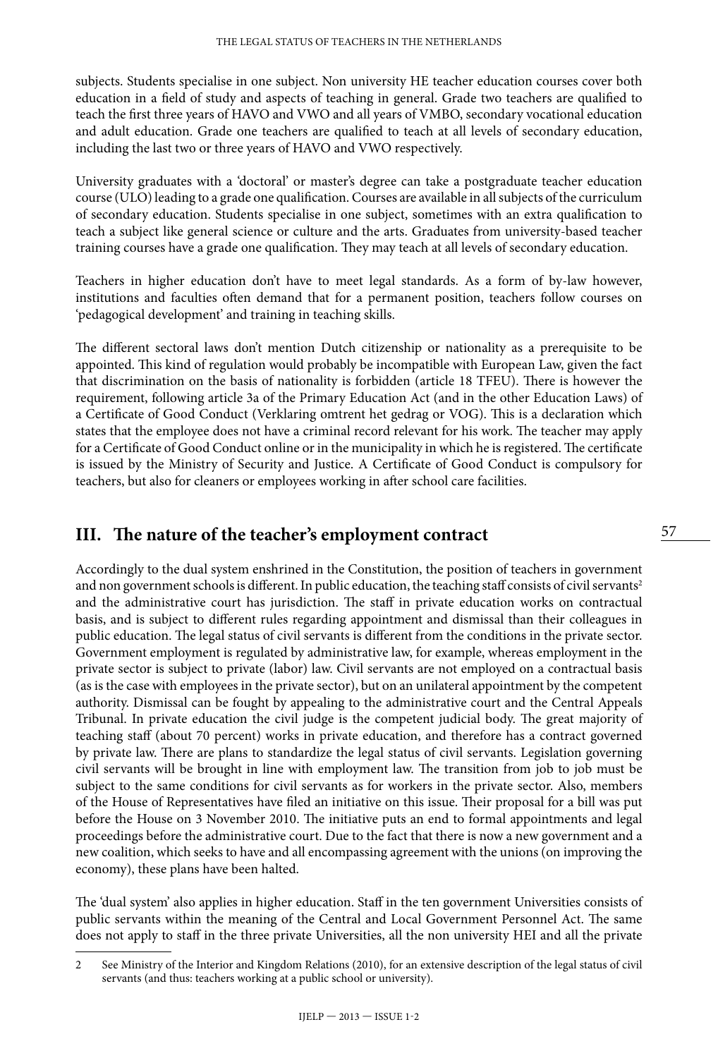subjects. Students specialise in one subject. Non university HE teacher education courses cover both education in a field of study and aspects of teaching in general. Grade two teachers are qualified to teach the first three years of HAVO and VWO and all years of VMBO, secondary vocational education and adult education. Grade one teachers are qualified to teach at all levels of secondary education, including the last two or three years of HAVO and VWO respectively.

University graduates with a 'doctoral' or master's degree can take a postgraduate teacher education course (ULO) leading to a grade one qualification. Courses are available in all subjects of the curriculum of secondary education. Students specialise in one subject, sometimes with an extra qualification to teach a subject like general science or culture and the arts. Graduates from university-based teacher training courses have a grade one qualification. They may teach at all levels of secondary education.

Teachers in higher education don't have to meet legal standards. As a form of by-law however, institutions and faculties often demand that for a permanent position, teachers follow courses on 'pedagogical development' and training in teaching skills.

The different sectoral laws don't mention Dutch citizenship or nationality as a prerequisite to be appointed. This kind of regulation would probably be incompatible with European Law, given the fact that discrimination on the basis of nationality is forbidden (article 18 TFEU). There is however the requirement, following article 3a of the Primary Education Act (and in the other Education Laws) of a Certificate of Good Conduct (Verklaring omtrent het gedrag or VOG). This is a declaration which states that the employee does not have a criminal record relevant for his work. The teacher may apply for a Certificate of Good Conduct online or in the municipality in which he is registered. The certificate is issued by the Ministry of Security and Justice. A Certificate of Good Conduct is compulsory for teachers, but also for cleaners or employees working in after school care facilities.

## III. The nature of the teacher's employment contract

Accordingly to the dual system enshrined in the Constitution, the position of teachers in government and non government schools is different. In public education, the teaching staff consists of civil servants[2] and the administrative court has jurisdiction. The staff in private education works on contractual basis, and is subject to different rules regarding appointment and dismissal than their colleagues in public education. The legal status of civil servants is different from the conditions in the private sector. Government employment is regulated by administrative law, for example, whereas employment in the private sector is subject to private (labor) law. Civil servants are not employed on a contractual basis (as is the case with employees in the private sector), but on an unilateral appointment by the competent authority. Dismissal can be fought by appealing to the administrative court and the Central Appeals Tribunal. In private education the civil judge is the competent judicial body. The great majority of teaching staff (about 70 percent) works in private education, and therefore has a contract governed by private law. There are plans to standardize the legal status of civil servants. Legislation governing civil servants will be brought in line with employment law. The transition from job to job must be subject to the same conditions for civil servants as for workers in the private sector. Also, members of the House of Representatives have filed an initiative on this issue. Their proposal for a bill was put before the House on 3 November 2010. The initiative puts an end to formal appointments and legal proceedings before the administrative court. Due to the fact that there is now a new government and a new coalition, which seeks to have and all encompassing agreement with the unions (on improving the economy), these plans have been halted.

The 'dual system' also applies in higher education. Staff in the ten government Universities consists of public servants within the meaning of the Central and Local Government Personnel Act. The same does not apply to staff in the three private Universities, all the non university HEI and all the private

---

2 See Ministry of the Interior and Kingdom Relations (2010), for an extensive description of the legal status of civil servants (and thus: teachers working at a public school or university).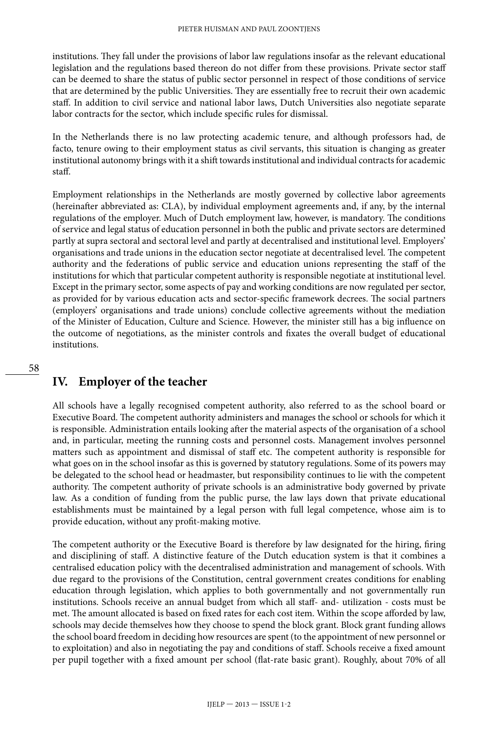institutions. They fall under the provisions of labor law regulations insofar as the relevant educational legislation and the regulations based thereon do not differ from these provisions. Private sector staff can be deemed to share the status of public sector personnel in respect of those conditions of service that are determined by the public Universities. They are essentially free to recruit their own academic staff. In addition to civil service and national labor laws, Dutch Universities also negotiate separate labor contracts for the sector, which include specific rules for dismissal.

In the Netherlands there is no law protecting academic tenure, and although professors had, de facto, tenure owing to their employment status as civil servants, this situation is changing as greater institutional autonomy brings with it a shift towards institutional and individual contracts for academic staff.

Employment relationships in the Netherlands are mostly governed by collective labor agreements (hereinafter abbreviated as: CLA), by individual employment agreements and, if any, by the internal regulations of the employer. Much of Dutch employment law, however, is mandatory. The conditions of service and legal status of education personnel in both the public and private sectors are determined partly at supra sectoral and sectoral level and partly at decentralised and institutional level. Employers' organisations and trade unions in the education sector negotiate at decentralised level. The competent authority and the federations of public service and education unions representing the staff of the institutions for which that particular competent authority is responsible negotiate at institutional level. Except in the primary sector, some aspects of pay and working conditions are now regulated per sector, as provided for by various education acts and sector-specific framework decrees. The social partners (employers' organisations and trade unions) conclude collective agreements without the mediation of the Minister of Education, Culture and Science. However, the minister still has a big influence on the outcome of negotiations, as the minister controls and fixates the overall budget of educational institutions.

## IV. Employer of the teacher

All schools have a legally recognised competent authority, also referred to as the school board or Executive Board. The competent authority administers and manages the school or schools for which it is responsible. Administration entails looking after the material aspects of the organisation of a school and, in particular, meeting the running costs and personnel costs. Management involves personnel matters such as appointment and dismissal of staff etc. The competent authority is responsible for what goes on in the school insofar as this is governed by statutory regulations. Some of its powers may be delegated to the school head or headmaster, but responsibility continues to lie with the competent authority. The competent authority of private schools is an administrative body governed by private law. As a condition of funding from the public purse, the law lays down that private educational establishments must be maintained by a legal person with full legal competence, whose aim is to provide education, without any profit-making motive.

The competent authority or the Executive Board is therefore by law designated for the hiring, firing and disciplining of staff. A distinctive feature of the Dutch education system is that it combines a centralised education policy with the decentralised administration and management of schools. With due regard to the provisions of the Constitution, central government creates conditions for enabling education through legislation, which applies to both governmentally and not governmentally run institutions. Schools receive an annual budget from which all staff- and- utilization - costs must be met. The amount allocated is based on fixed rates for each cost item. Within the scope afforded by law, schools may decide themselves how they choose to spend the block grant. Block grant funding allows the school board freedom in deciding how resources are spent (to the appointment of new personnel or to exploitation) and also in negotiating the pay and conditions of staff. Schools receive a fixed amount per pupil together with a fixed amount per school (flat-rate basic grant). Roughly, about 70% of all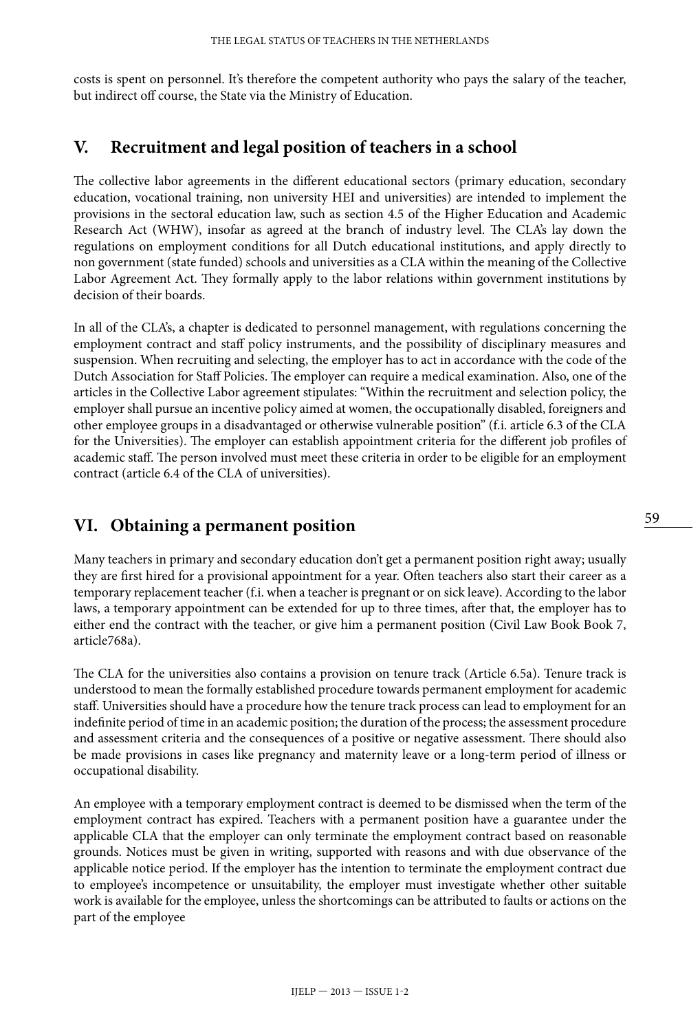costs is spent on personnel. It's therefore the competent authority who pays the salary of the teacher, but indirect off course, the State via the Ministry of Education.

## V. Recruitment and legal position of teachers in a school

The collective labor agreements in the different educational sectors (primary education, secondary education, vocational training, non university HEI and universities) are intended to implement the provisions in the sectoral education law, such as section 4.5 of the Higher Education and Academic Research Act (WHW), insofar as agreed at the branch of industry level. The CLA's lay down the regulations on employment conditions for all Dutch educational institutions, and apply directly to non government (state funded) schools and universities as a CLA within the meaning of the Collective Labor Agreement Act. They formally apply to the labor relations within government institutions by decision of their boards.

In all of the CLA's, a chapter is dedicated to personnel management, with regulations concerning the employment contract and staff policy instruments, and the possibility of disciplinary measures and suspension. When recruiting and selecting, the employer has to act in accordance with the code of the Dutch Association for Staff Policies. The employer can require a medical examination. Also, one of the articles in the Collective Labor agreement stipulates: "Within the recruitment and selection policy, the employer shall pursue an incentive policy aimed at women, the occupationally disabled, foreigners and other employee groups in a disadvantaged or otherwise vulnerable position" (f.i. article 6.3 of the CLA for the Universities). The employer can establish appointment criteria for the different job profiles of academic staff. The person involved must meet these criteria in order to be eligible for an employment contract (article 6.4 of the CLA of universities).

## VI. Obtaining a permanent position

Many teachers in primary and secondary education don't get a permanent position right away; usually they are first hired for a provisional appointment for a year. Often teachers also start their career as a temporary replacement teacher (f.i. when a teacher is pregnant or on sick leave). According to the labor laws, a temporary appointment can be extended for up to three times, after that, the employer has to either end the contract with the teacher, or give him a permanent position (Civil Law Book Book 7, article768a).

The CLA for the universities also contains a provision on tenure track (Article 6.5a). Tenure track is understood to mean the formally established procedure towards permanent employment for academic staff. Universities should have a procedure how the tenure track process can lead to employment for an indefinite period of time in an academic position; the duration of the process; the assessment procedure and assessment criteria and the consequences of a positive or negative assessment. There should also be made provisions in cases like pregnancy and maternity leave or a long-term period of illness or occupational disability.

An employee with a temporary employment contract is deemed to be dismissed when the term of the employment contract has expired. Teachers with a permanent position have a guarantee under the applicable CLA that the employer can only terminate the employment contract based on reasonable grounds. Notices must be given in writing, supported with reasons and with due observance of the applicable notice period. If the employer has the intention to terminate the employment contract due to employee's incompetence or unsuitability, the employer must investigate whether other suitable work is available for the employee, unless the shortcomings can be attributed to faults or actions on the part of the employee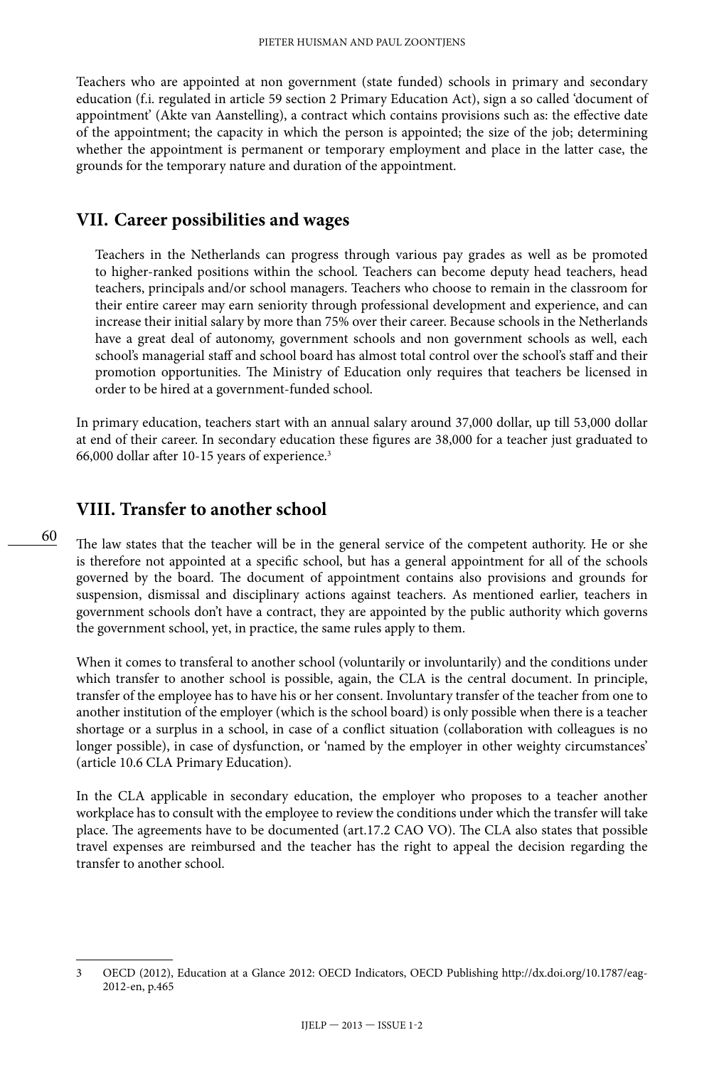Teachers who are appointed at non government (state funded) schools in primary and secondary education (f.i. regulated in article 59 section 2 Primary Education Act), sign a so called 'document of appointment' (Akte van Aanstelling), a contract which contains provisions such as: the effective date of the appointment; the capacity in which the person is appointed; the size of the job; determining whether the appointment is permanent or temporary employment and place in the latter case, the grounds for the temporary nature and duration of the appointment.

## VII. Career possibilities and wages

> Teachers in the Netherlands can progress through various pay grades as well as be promoted to higher-ranked positions within the school. Teachers can become deputy head teachers, head teachers, principals and/or school managers. Teachers who choose to remain in the classroom for their entire career may earn seniority through professional development and experience, and can increase their initial salary by more than 75% over their career. Because schools in the Netherlands have a great deal of autonomy, government schools and non government schools as well, each school's managerial staff and school board has almost total control over the school's staff and their promotion opportunities. The Ministry of Education only requires that teachers be licensed in order to be hired at a government-funded school.

In primary education, teachers start with an annual salary around 37,000 dollar, up till 53,000 dollar at end of their career. In secondary education these figures are 38,000 for a teacher just graduated to 66,000 dollar after 10-15 years of experience.[3]

## VIII. Transfer to another school

The law states that the teacher will be in the general service of the competent authority. He or she is therefore not appointed at a specific school, but has a general appointment for all of the schools governed by the board. The document of appointment contains also provisions and grounds for suspension, dismissal and disciplinary actions against teachers. As mentioned earlier, teachers in government schools don't have a contract, they are appointed by the public authority which governs the government school, yet, in practice, the same rules apply to them.

When it comes to transferal to another school (voluntarily or involuntarily) and the conditions under which transfer to another school is possible, again, the CLA is the central document. In principle, transfer of the employee has to have his or her consent. Involuntary transfer of the teacher from one to another institution of the employer (which is the school board) is only possible when there is a teacher shortage or a surplus in a school, in case of a conflict situation (collaboration with colleagues is no longer possible), in case of dysfunction, or 'named by the employer in other weighty circumstances' (article 10.6 CLA Primary Education).

In the CLA applicable in secondary education, the employer who proposes to a teacher another workplace has to consult with the employee to review the conditions under which the transfer will take place. The agreements have to be documented (art.17.2 CAO VO). The CLA also states that possible travel expenses are reimbursed and the teacher has the right to appeal the decision regarding the transfer to another school.

---

3 OECD (2012), Education at a Glance 2012: OECD Indicators, OECD Publishing http://dx.doi.org/10.1787/eag-2012-en, p.465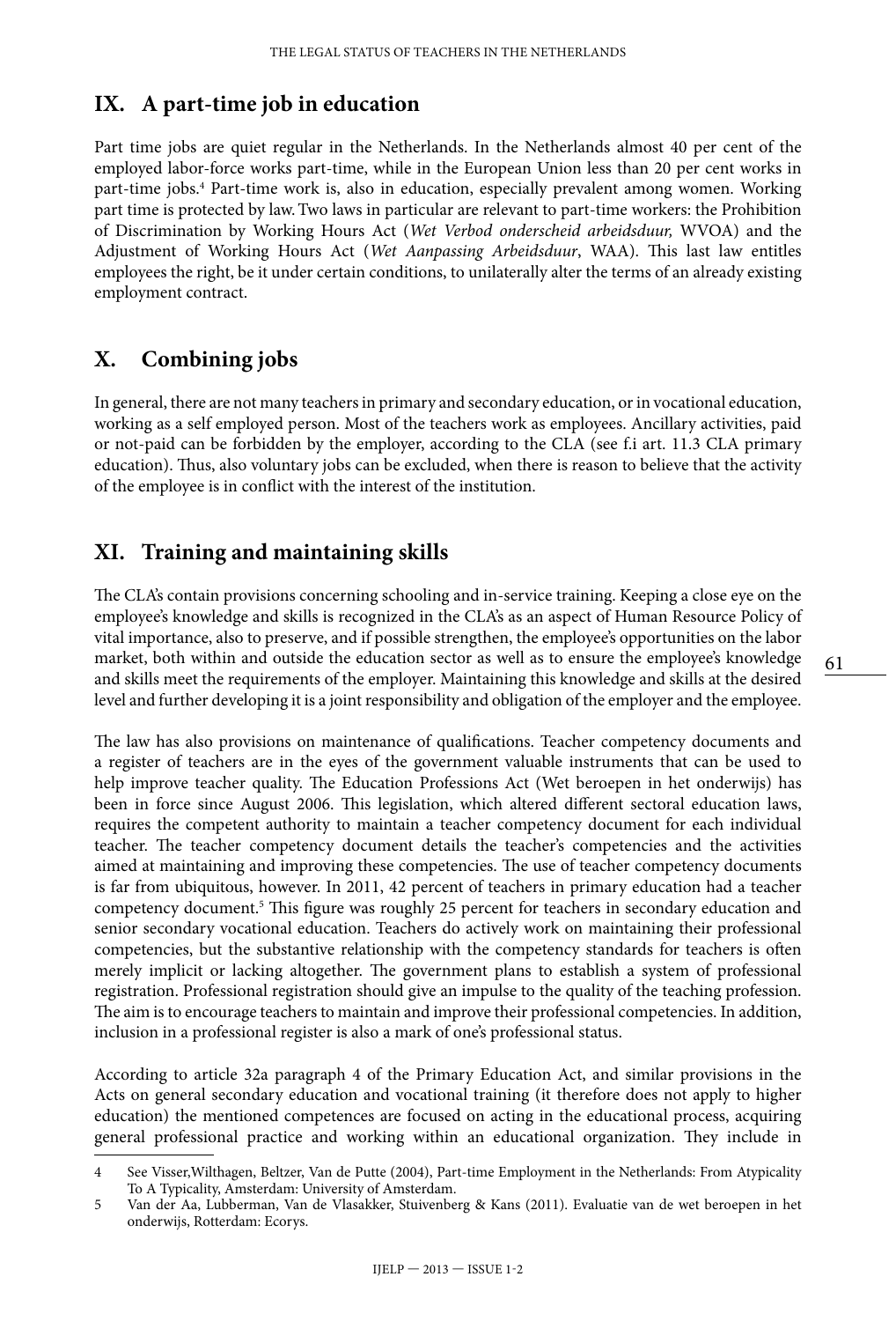## IX. A part-time job in education

Part time jobs are quiet regular in the Netherlands. In the Netherlands almost 40 per cent of the employed labor-force works part-time, while in the European Union less than 20 per cent works in part-time jobs.[4] Part-time work is, also in education, especially prevalent among women. Working part time is protected by law. Two laws in particular are relevant to part-time workers: the Prohibition of Discrimination by Working Hours Act (*Wet Verbod onderscheid arbeidsduur,* WVOA) and the Adjustment of Working Hours Act (*Wet Aanpassing Arbeidsduur*, WAA). This last law entitles employees the right, be it under certain conditions, to unilaterally alter the terms of an already existing employment contract.

## X. Combining jobs

In general, there are not many teachers in primary and secondary education, or in vocational education, working as a self employed person. Most of the teachers work as employees. Ancillary activities, paid or not-paid can be forbidden by the employer, according to the CLA (see f.i art. 11.3 CLA primary education). Thus, also voluntary jobs can be excluded, when there is reason to believe that the activity of the employee is in conflict with the interest of the institution.

## XI. Training and maintaining skills

The CLA's contain provisions concerning schooling and in-service training. Keeping a close eye on the employee's knowledge and skills is recognized in the CLA's as an aspect of Human Resource Policy of vital importance, also to preserve, and if possible strengthen, the employee's opportunities on the labor market, both within and outside the education sector as well as to ensure the employee's knowledge and skills meet the requirements of the employer. Maintaining this knowledge and skills at the desired level and further developing it is a joint responsibility and obligation of the employer and the employee.

The law has also provisions on maintenance of qualifications. Teacher competency documents and a register of teachers are in the eyes of the government valuable instruments that can be used to help improve teacher quality. The Education Professions Act (Wet beroepen in het onderwijs) has been in force since August 2006. This legislation, which altered different sectoral education laws, requires the competent authority to maintain a teacher competency document for each individual teacher. The teacher competency document details the teacher's competencies and the activities aimed at maintaining and improving these competencies. The use of teacher competency documents is far from ubiquitous, however. In 2011, 42 percent of teachers in primary education had a teacher competency document.[5] This figure was roughly 25 percent for teachers in secondary education and senior secondary vocational education. Teachers do actively work on maintaining their professional competencies, but the substantive relationship with the competency standards for teachers is often merely implicit or lacking altogether. The government plans to establish a system of professional registration. Professional registration should give an impulse to the quality of the teaching profession. The aim is to encourage teachers to maintain and improve their professional competencies. In addition, inclusion in a professional register is also a mark of one's professional status.

According to article 32a paragraph 4 of the Primary Education Act, and similar provisions in the Acts on general secondary education and vocational training (it therefore does not apply to higher education) the mentioned competences are focused on acting in the educational process, acquiring general professional practice and working within an educational organization. They include in

---

4 See Visser,Wilthagen, Beltzer, Van de Putte (2004), Part-time Employment in the Netherlands: From Atypicality To A Typicality, Amsterdam: University of Amsterdam.

5 Van der Aa, Lubberman, Van de Vlasakker, Stuivenberg & Kans (2011). Evaluatie van de wet beroepen in het onderwijs, Rotterdam: Ecorys.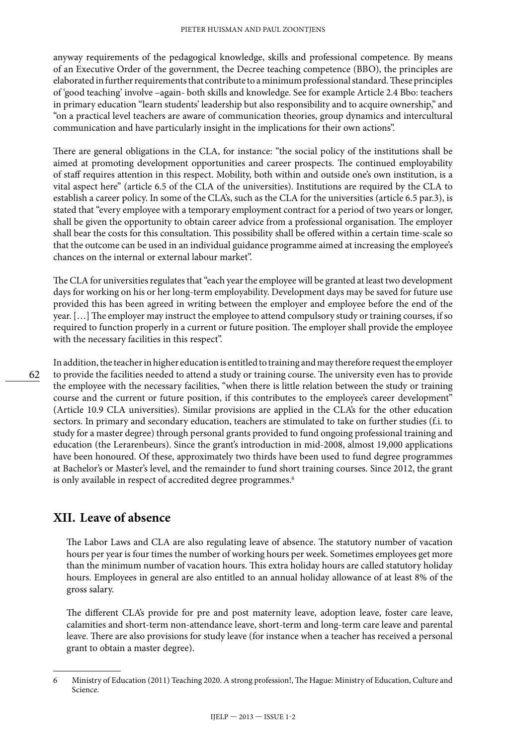anyway requirements of the pedagogical knowledge, skills and professional competence. By means of an Executive Order of the government, the Decree teaching competence (BBO), the principles are elaborated in further requirements that contribute to a minimum professional standard. These principles of 'good teaching' involve –again- both skills and knowledge. See for example Article 2.4 Bbo: teachers in primary education "learn students' leadership but also responsibility and to acquire ownership," and "on a practical level teachers are aware of communication theories, group dynamics and intercultural communication and have particularly insight in the implications for their own actions".

There are general obligations in the CLA, for instance: "the social policy of the institutions shall be aimed at promoting development opportunities and career prospects. The continued employability of staff requires attention in this respect. Mobility, both within and outside one's own institution, is a vital aspect here" (article 6.5 of the CLA of the universities). Institutions are required by the CLA to establish a career policy. In some of the CLA's, such as the CLA for the universities (article 6.5 par.3), is stated that "every employee with a temporary employment contract for a period of two years or longer, shall be given the opportunity to obtain career advice from a professional organisation. The employer shall bear the costs for this consultation. This possibility shall be offered within a certain time-scale so that the outcome can be used in an individual guidance programme aimed at increasing the employee's chances on the internal or external labour market".

The CLA for universities regulates that "each year the employee will be granted at least two development days for working on his or her long-term employability. Development days may be saved for future use provided this has been agreed in writing between the employer and employee before the end of the year. […] The employer may instruct the employee to attend compulsory study or training courses, if so required to function properly in a current or future position. The employer shall provide the employee with the necessary facilities in this respect".

In addition, the teacher in higher education is entitled to training and may therefore request the employer to provide the facilities needed to attend a study or training course. The university even has to provide the employee with the necessary facilities, "when there is little relation between the study or training course and the current or future position, if this contributes to the employee's career development" (Article 10.9 CLA universities). Similar provisions are applied in the CLA's for the other education sectors. In primary and secondary education, teachers are stimulated to take on further studies (f.i. to study for a master degree) through personal grants provided to fund ongoing professional training and education (the Lerarenbeurs). Since the grant's introduction in mid-2008, almost 19,000 applications have been honoured. Of these, approximately two thirds have been used to fund degree programmes at Bachelor's or Master's level, and the remainder to fund short training courses. Since 2012, the grant is only available in respect of accredited degree programmes.[6]

## XII. Leave of absence

The Labor Laws and CLA are also regulating leave of absence. The statutory number of vacation hours per year is four times the number of working hours per week. Sometimes employees get more than the minimum number of vacation hours. This extra holiday hours are called statutory holiday hours. Employees in general are also entitled to an annual holiday allowance of at least 8% of the gross salary.

The different CLA's provide for pre and post maternity leave, adoption leave, foster care leave, calamities and short-term non-attendance leave, short-term and long-term care leave and parental leave. There are also provisions for study leave (for instance when a teacher has received a personal grant to obtain a master degree).

---

6 Ministry of Education (2011) Teaching 2020. A strong profession!, The Hague: Ministry of Education, Culture and Science.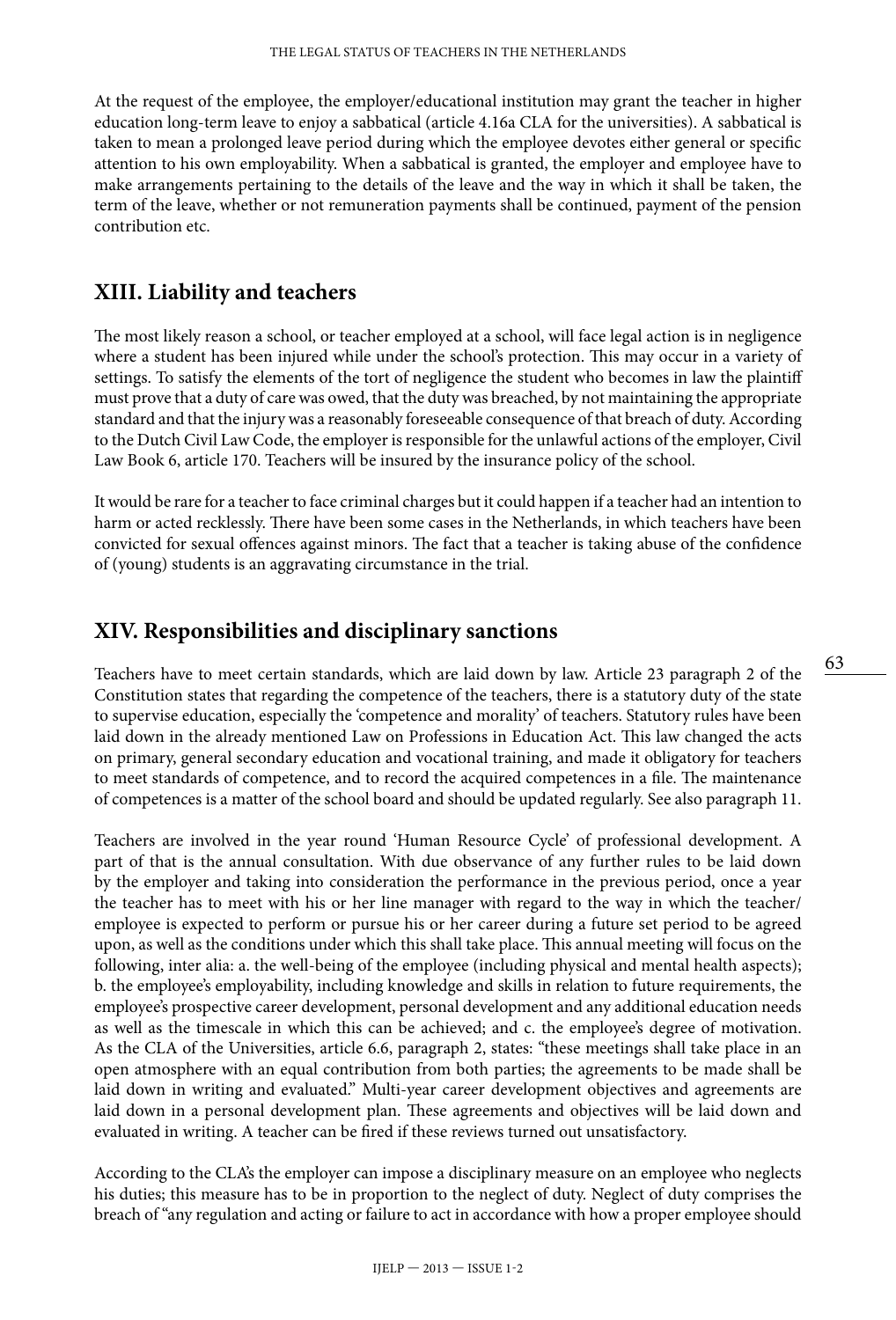At the request of the employee, the employer/educational institution may grant the teacher in higher education long-term leave to enjoy a sabbatical (article 4.16a CLA for the universities). A sabbatical is taken to mean a prolonged leave period during which the employee devotes either general or specific attention to his own employability. When a sabbatical is granted, the employer and employee have to make arrangements pertaining to the details of the leave and the way in which it shall be taken, the term of the leave, whether or not remuneration payments shall be continued, payment of the pension contribution etc.

## XIII. Liability and teachers

The most likely reason a school, or teacher employed at a school, will face legal action is in negligence where a student has been injured while under the school's protection. This may occur in a variety of settings. To satisfy the elements of the tort of negligence the student who becomes in law the plaintiff must prove that a duty of care was owed, that the duty was breached, by not maintaining the appropriate standard and that the injury was a reasonably foreseeable consequence of that breach of duty. According to the Dutch Civil Law Code, the employer is responsible for the unlawful actions of the employer, Civil Law Book 6, article 170. Teachers will be insured by the insurance policy of the school.

It would be rare for a teacher to face criminal charges but it could happen if a teacher had an intention to harm or acted recklessly. There have been some cases in the Netherlands, in which teachers have been convicted for sexual offences against minors. The fact that a teacher is taking abuse of the confidence of (young) students is an aggravating circumstance in the trial.

## XIV. Responsibilities and disciplinary sanctions

Teachers have to meet certain standards, which are laid down by law. Article 23 paragraph 2 of the Constitution states that regarding the competence of the teachers, there is a statutory duty of the state to supervise education, especially the 'competence and morality' of teachers. Statutory rules have been laid down in the already mentioned Law on Professions in Education Act. This law changed the acts on primary, general secondary education and vocational training, and made it obligatory for teachers to meet standards of competence, and to record the acquired competences in a file. The maintenance of competences is a matter of the school board and should be updated regularly. See also paragraph 11.

Teachers are involved in the year round 'Human Resource Cycle' of professional development. A part of that is the annual consultation. With due observance of any further rules to be laid down by the employer and taking into consideration the performance in the previous period, once a year the teacher has to meet with his or her line manager with regard to the way in which the teacher/employee is expected to perform or pursue his or her career during a future set period to be agreed upon, as well as the conditions under which this shall take place. This annual meeting will focus on the following, inter alia: a. the well-being of the employee (including physical and mental health aspects); b. the employee's employability, including knowledge and skills in relation to future requirements, the employee's prospective career development, personal development and any additional education needs as well as the timescale in which this can be achieved; and c. the employee's degree of motivation. As the CLA of the Universities, article 6.6, paragraph 2, states: "these meetings shall take place in an open atmosphere with an equal contribution from both parties; the agreements to be made shall be laid down in writing and evaluated." Multi-year career development objectives and agreements are laid down in a personal development plan. These agreements and objectives will be laid down and evaluated in writing. A teacher can be fired if these reviews turned out unsatisfactory.

According to the CLA's the employer can impose a disciplinary measure on an employee who neglects his duties; this measure has to be in proportion to the neglect of duty. Neglect of duty comprises the breach of "any regulation and acting or failure to act in accordance with how a proper employee should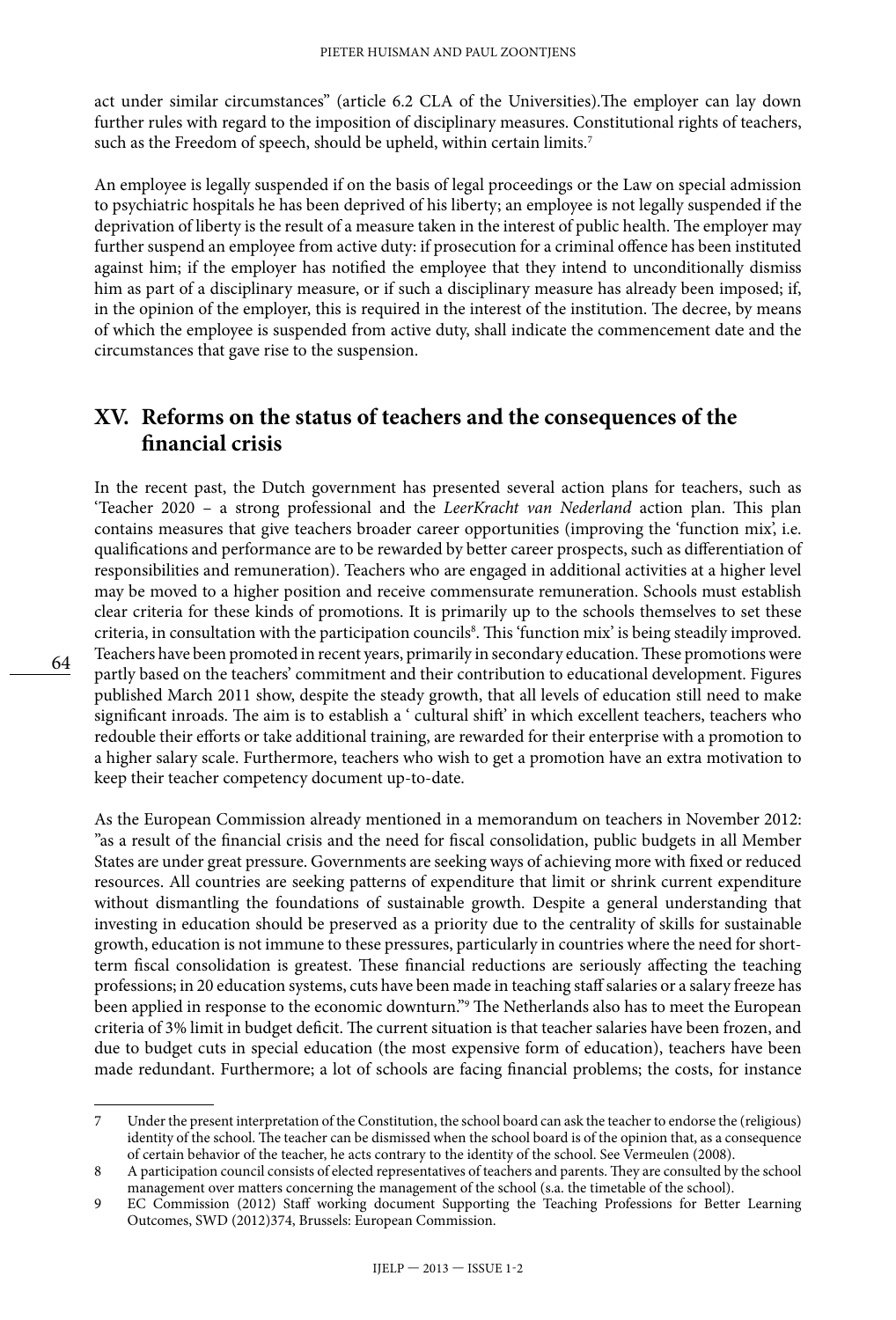act under similar circumstances" (article 6.2 CLA of the Universities).The employer can lay down further rules with regard to the imposition of disciplinary measures. Constitutional rights of teachers, such as the Freedom of speech, should be upheld, within certain limits.[7]

An employee is legally suspended if on the basis of legal proceedings or the Law on special admission to psychiatric hospitals he has been deprived of his liberty; an employee is not legally suspended if the deprivation of liberty is the result of a measure taken in the interest of public health. The employer may further suspend an employee from active duty: if prosecution for a criminal offence has been instituted against him; if the employer has notified the employee that they intend to unconditionally dismiss him as part of a disciplinary measure, or if such a disciplinary measure has already been imposed; if, in the opinion of the employer, this is required in the interest of the institution. The decree, by means of which the employee is suspended from active duty, shall indicate the commencement date and the circumstances that gave rise to the suspension.

## XV. Reforms on the status of teachers and the consequences of the financial crisis

In the recent past, the Dutch government has presented several action plans for teachers, such as 'Teacher 2020 – a strong professional and the *LeerKracht van Nederland* action plan. This plan contains measures that give teachers broader career opportunities (improving the 'function mix', i.e. qualifications and performance are to be rewarded by better career prospects, such as differentiation of responsibilities and remuneration). Teachers who are engaged in additional activities at a higher level may be moved to a higher position and receive commensurate remuneration. Schools must establish clear criteria for these kinds of promotions. It is primarily up to the schools themselves to set these criteria, in consultation with the participation councils[8]. This 'function mix' is being steadily improved. Teachers have been promoted in recent years, primarily in secondary education. These promotions were partly based on the teachers' commitment and their contribution to educational development. Figures published March 2011 show, despite the steady growth, that all levels of education still need to make significant inroads. The aim is to establish a ' cultural shift' in which excellent teachers, teachers who redouble their efforts or take additional training, are rewarded for their enterprise with a promotion to a higher salary scale. Furthermore, teachers who wish to get a promotion have an extra motivation to keep their teacher competency document up-to-date.

As the European Commission already mentioned in a memorandum on teachers in November 2012: "as a result of the financial crisis and the need for fiscal consolidation, public budgets in all Member States are under great pressure. Governments are seeking ways of achieving more with fixed or reduced resources. All countries are seeking patterns of expenditure that limit or shrink current expenditure without dismantling the foundations of sustainable growth. Despite a general understanding that investing in education should be preserved as a priority due to the centrality of skills for sustainable growth, education is not immune to these pressures, particularly in countries where the need for short-term fiscal consolidation is greatest. These financial reductions are seriously affecting the teaching professions; in 20 education systems, cuts have been made in teaching staff salaries or a salary freeze has been applied in response to the economic downturn."[9] The Netherlands also has to meet the European criteria of 3% limit in budget deficit. The current situation is that teacher salaries have been frozen, and due to budget cuts in special education (the most expensive form of education), teachers have been made redundant. Furthermore; a lot of schools are facing financial problems; the costs, for instance

---

7 Under the present interpretation of the Constitution, the school board can ask the teacher to endorse the (religious) identity of the school. The teacher can be dismissed when the school board is of the opinion that, as a consequence of certain behavior of the teacher, he acts contrary to the identity of the school. See Vermeulen (2008).

8 A participation council consists of elected representatives of teachers and parents. They are consulted by the school management over matters concerning the management of the school (s.a. the timetable of the school).

9 EC Commission (2012) Staff working document Supporting the Teaching Professions for Better Learning Outcomes, SWD (2012)374, Brussels: European Commission.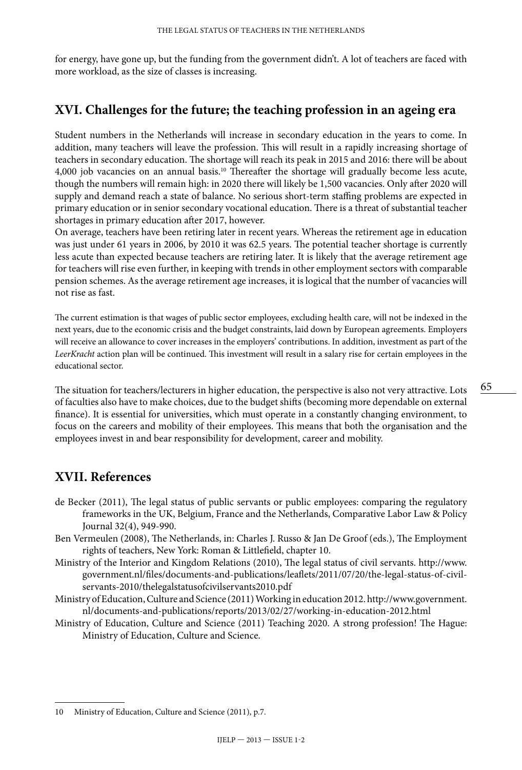for energy, have gone up, but the funding from the government didn't. A lot of teachers are faced with more workload, as the size of classes is increasing.

## XVI. Challenges for the future; the teaching profession in an ageing era

Student numbers in the Netherlands will increase in secondary education in the years to come. In addition, many teachers will leave the profession. This will result in a rapidly increasing shortage of teachers in secondary education. The shortage will reach its peak in 2015 and 2016: there will be about 4,000 job vacancies on an annual basis.[10] Thereafter the shortage will gradually become less acute, though the numbers will remain high: in 2020 there will likely be 1,500 vacancies. Only after 2020 will supply and demand reach a state of balance. No serious short-term staffing problems are expected in primary education or in senior secondary vocational education. There is a threat of substantial teacher shortages in primary education after 2017, however.
On average, teachers have been retiring later in recent years. Whereas the retirement age in education was just under 61 years in 2006, by 2010 it was 62.5 years. The potential teacher shortage is currently less acute than expected because teachers are retiring later. It is likely that the average retirement age for teachers will rise even further, in keeping with trends in other employment sectors with comparable pension schemes. As the average retirement age increases, it is logical that the number of vacancies will not rise as fast.

The current estimation is that wages of public sector employees, excluding health care, will not be indexed in the next years, due to the economic crisis and the budget constraints, laid down by European agreements. Employers will receive an allowance to cover increases in the employers' contributions. In addition, investment as part of the *LeerKracht* action plan will be continued. This investment will result in a salary rise for certain employees in the educational sector.

The situation for teachers/lecturers in higher education, the perspective is also not very attractive. Lots of faculties also have to make choices, due to the budget shifts (becoming more dependable on external finance). It is essential for universities, which must operate in a constantly changing environment, to focus on the careers and mobility of their employees. This means that both the organisation and the employees invest in and bear responsibility for development, career and mobility.

## XVII. References

de Becker (2011), The legal status of public servants or public employees: comparing the regulatory frameworks in the UK, Belgium, France and the Netherlands, Comparative Labor Law & Policy Journal 32(4), 949-990.

Ben Vermeulen (2008), The Netherlands, in: Charles J. Russo & Jan De Groof (eds.), The Employment rights of teachers, New York: Roman & Littlefield, chapter 10.

Ministry of the Interior and Kingdom Relations (2010), The legal status of civil servants. http://www.government.nl/files/documents-and-publications/leaflets/2011/07/20/the-legal-status-of-civil-servants-2010/thelegalstatusofcivilservants2010.pdf

Ministry of Education, Culture and Science (2011) Working in education 2012. http://www.government.nl/documents-and-publications/reports/2013/02/27/working-in-education-2012.html

Ministry of Education, Culture and Science (2011) Teaching 2020. A strong profession! The Hague: Ministry of Education, Culture and Science.

---

10 Ministry of Education, Culture and Science (2011), p.7.